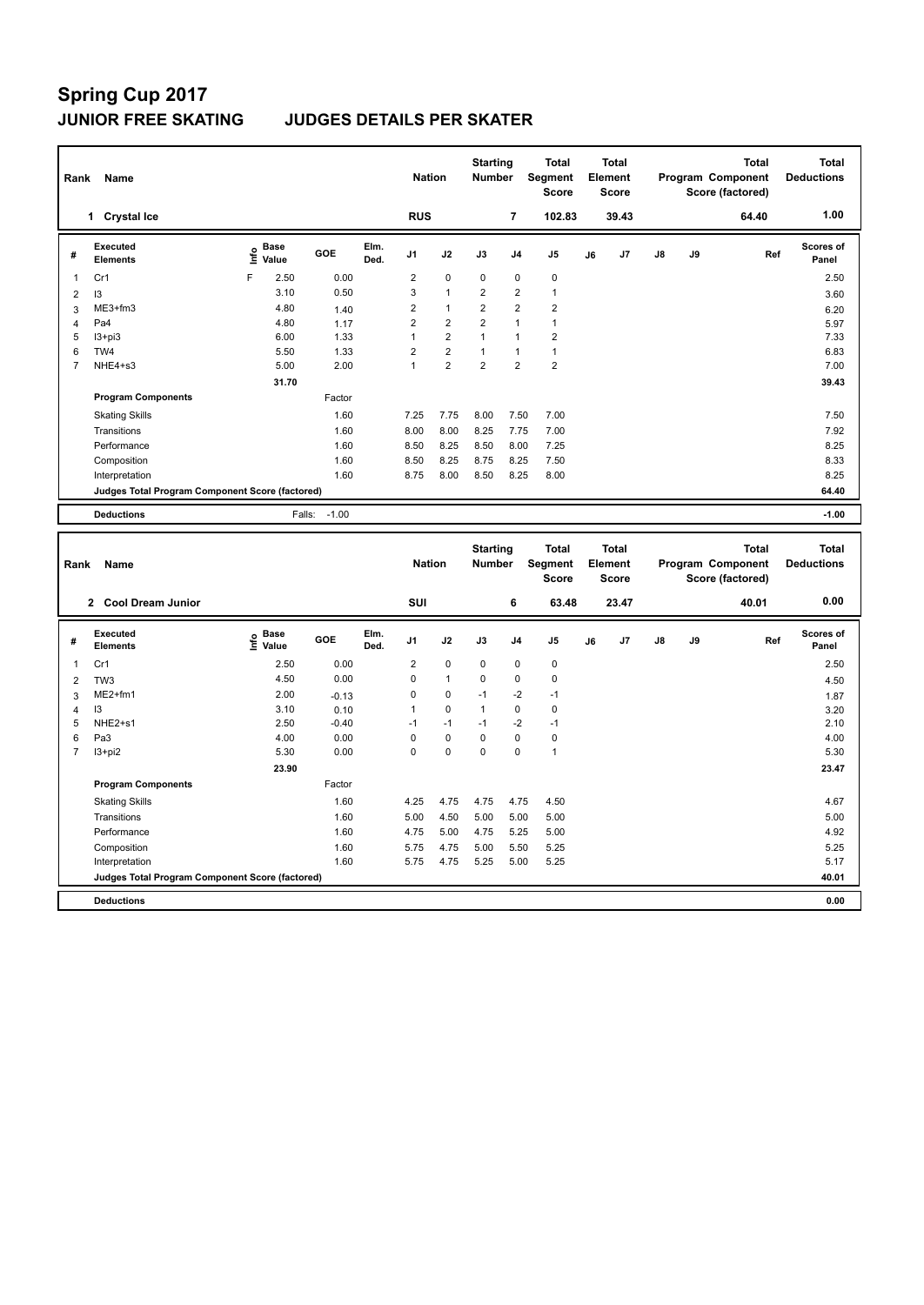# Spring Cup 2017

## JUNIOR FREE SKATING JUDGES DETAILS PER SKATER

| Rank | Name | Nation | Starting Number | Total Segment Score | Total Element Score | Total Program Component Score (factored) | Total Deductions |
|---|---|---|---|---|---|---|---|
| 1 | Crystal Ice | RUS | 7 | 102.83 | 39.43 | 64.40 | 1.00 |

| # | Executed Elements | Info | Base Value | GOE | Elm. Ded. | J1 | J2 | J3 | J4 | J5 | J6 | J7 | J8 | J9 | Ref | Scores of Panel |
|---|---|---|---|---|---|---|---|---|---|---|---|---|---|---|---|---|
| 1 | Cr1 | F | 2.50 | 0.00 | | 2 | 0 | 0 | 0 | 0 | | | | | | 2.50 |
| 2 | I3 | | 3.10 | 0.50 | | 3 | 1 | 2 | 2 | 1 | | | | | | 3.60 |
| 3 | ME3+fm3 | | 4.80 | 1.40 | | 2 | 1 | 2 | 2 | 2 | | | | | | 6.20 |
| 4 | Pa4 | | 4.80 | 1.17 | | 2 | 2 | 2 | 1 | 1 | | | | | | 5.97 |
| 5 | I3+pi3 | | 6.00 | 1.33 | | 1 | 2 | 1 | 1 | 2 | | | | | | 7.33 |
| 6 | TW4 | | 5.50 | 1.33 | | 2 | 2 | 1 | 1 | 1 | | | | | | 6.83 |
| 7 | NHE4+s3 | | 5.00 | 2.00 | | 1 | 2 | 2 | 2 | 2 | | | | | | 7.00 |
| | | | 31.70 | | | | | | | | | | | | | 39.43 |
| | **Program Components** | | | Factor | | | | | | | | | | | | |
| | Skating Skills | | | 1.60 | | 7.25 | 7.75 | 8.00 | 7.50 | 7.00 | | | | | | 7.50 |
| | Transitions | | | 1.60 | | 8.00 | 8.00 | 8.25 | 7.75 | 7.00 | | | | | | 7.92 |
| | Performance | | | 1.60 | | 8.50 | 8.25 | 8.50 | 8.00 | 7.25 | | | | | | 8.25 |
| | Composition | | | 1.60 | | 8.50 | 8.25 | 8.75 | 8.25 | 7.50 | | | | | | 8.33 |
| | Interpretation | | | 1.60 | | 8.75 | 8.00 | 8.50 | 8.25 | 8.00 | | | | | | 8.25 |
| | Judges Total Program Component Score (factored) | | | | | | | | | | | | | | | 64.40 |
| | **Deductions** | | Falls: | -1.00 | | | | | | | | | | | | -1.00 |

| Rank | Name | Nation | Starting Number | Total Segment Score | Total Element Score | Total Program Component Score (factored) | Total Deductions |
|---|---|---|---|---|---|---|---|
| 2 | Cool Dream Junior | SUI | 6 | 63.48 | 23.47 | 40.01 | 0.00 |

| # | Executed Elements | Info | Base Value | GOE | Elm. Ded. | J1 | J2 | J3 | J4 | J5 | J6 | J7 | J8 | J9 | Ref | Scores of Panel |
|---|---|---|---|---|---|---|---|---|---|---|---|---|---|---|---|---|
| 1 | Cr1 | | 2.50 | 0.00 | | 2 | 0 | 0 | 0 | 0 | | | | | | 2.50 |
| 2 | TW3 | | 4.50 | 0.00 | | 0 | 1 | 0 | 0 | 0 | | | | | | 4.50 |
| 3 | ME2+fm1 | | 2.00 | -0.13 | | 0 | 0 | -1 | -2 | -1 | | | | | | 1.87 |
| 4 | I3 | | 3.10 | 0.10 | | 1 | 0 | 1 | 0 | 0 | | | | | | 3.20 |
| 5 | NHE2+s1 | | 2.50 | -0.40 | | -1 | -1 | -1 | -2 | -1 | | | | | | 2.10 |
| 6 | Pa3 | | 4.00 | 0.00 | | 0 | 0 | 0 | 0 | 0 | | | | | | 4.00 |
| 7 | I3+pi2 | | 5.30 | 0.00 | | 0 | 0 | 0 | 0 | 1 | | | | | | 5.30 |
| | | | 23.90 | | | | | | | | | | | | | 23.47 |
| | **Program Components** | | | Factor | | | | | | | | | | | | |
| | Skating Skills | | | 1.60 | | 4.25 | 4.75 | 4.75 | 4.75 | 4.50 | | | | | | 4.67 |
| | Transitions | | | 1.60 | | 5.00 | 4.50 | 5.00 | 5.00 | 5.00 | | | | | | 5.00 |
| | Performance | | | 1.60 | | 4.75 | 5.00 | 4.75 | 5.25 | 5.00 | | | | | | 4.92 |
| | Composition | | | 1.60 | | 5.75 | 4.75 | 5.00 | 5.50 | 5.25 | | | | | | 5.25 |
| | Interpretation | | | 1.60 | | 5.75 | 4.75 | 5.25 | 5.00 | 5.25 | | | | | | 5.17 |
| | Judges Total Program Component Score (factored) | | | | | | | | | | | | | | | 40.01 |
| | **Deductions** | | | | | | | | | | | | | | | 0.00 |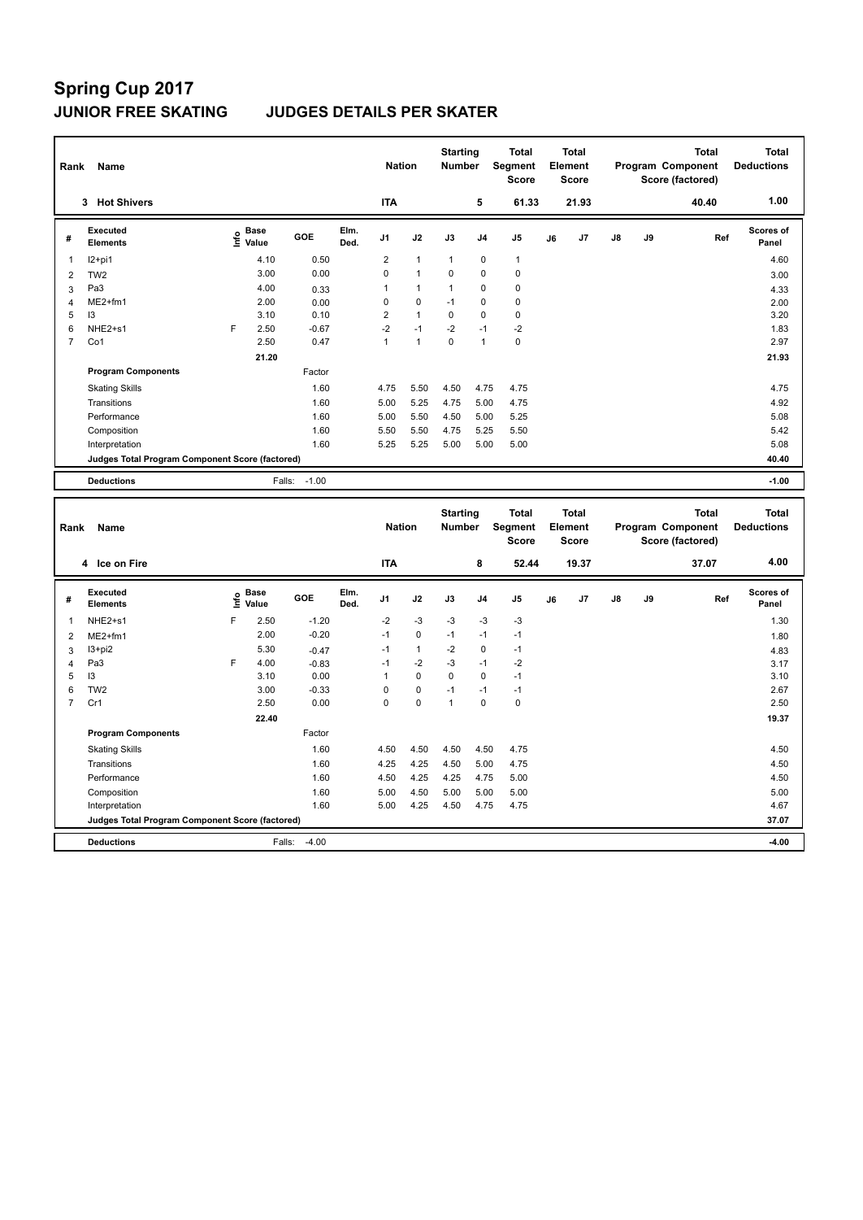# Spring Cup 2017

## JUNIOR FREE SKATING JUDGES DETAILS PER SKATER

| Rank | Name | Nation | Starting Number | Total Segment Score | Total Element Score | Total Program Component Score (factored) | Total Deductions |
|---|---|---|---|---|---|---|---|
| 3 | Hot Shivers | ITA | 5 | 61.33 | 21.93 | 40.40 | 1.00 |

| # | Executed Elements | Info | Base Value | GOE | Elm. Ded. | J1 | J2 | J3 | J4 | J5 | J6 | J7 | J8 | J9 | Ref | Scores of Panel |
|---|---|---|---|---|---|---|---|---|---|---|---|---|---|---|---|---|
| 1 | I2+pi1 | | 4.10 | 0.50 | | 2 | 1 | 1 | 0 | 1 | | | | | | 4.60 |
| 2 | TW2 | | 3.00 | 0.00 | | 0 | 1 | 0 | 0 | 0 | | | | | | 3.00 |
| 3 | Pa3 | | 4.00 | 0.33 | | 1 | 1 | 1 | 0 | 0 | | | | | | 4.33 |
| 4 | ME2+fm1 | | 2.00 | 0.00 | | 0 | 0 | -1 | 0 | 0 | | | | | | 2.00 |
| 5 | I3 | | 3.10 | 0.10 | | 2 | 1 | 0 | 0 | 0 | | | | | | 3.20 |
| 6 | NHE2+s1 | F | 2.50 | -0.67 | | -2 | -1 | -2 | -1 | -2 | | | | | | 1.83 |
| 7 | Co1 | | 2.50 | 0.47 | | 1 | 1 | 0 | 1 | 0 | | | | | | 2.97 |
| | | | 21.20 | | | | | | | | | | | | | 21.93 |
| | **Program Components** | | | Factor | | | | | | | | | | | | |
| | Skating Skills | | | 1.60 | | 4.75 | 5.50 | 4.50 | 4.75 | 4.75 | | | | | | 4.75 |
| | Transitions | | | 1.60 | | 5.00 | 5.25 | 4.75 | 5.00 | 4.75 | | | | | | 4.92 |
| | Performance | | | 1.60 | | 5.00 | 5.50 | 4.50 | 5.00 | 5.25 | | | | | | 5.08 |
| | Composition | | | 1.60 | | 5.50 | 5.50 | 4.75 | 5.25 | 5.50 | | | | | | 5.42 |
| | Interpretation | | | 1.60 | | 5.25 | 5.25 | 5.00 | 5.00 | 5.00 | | | | | | 5.08 |
| | **Judges Total Program Component Score (factored)** | | | | | | | | | | | | | | | 40.40 |
| | **Deductions** | | Falls: | -1.00 | | | | | | | | | | | | -1.00 |

| Rank | Name | Nation | Starting Number | Total Segment Score | Total Element Score | Total Program Component Score (factored) | Total Deductions |
|---|---|---|---|---|---|---|---|
| 4 | Ice on Fire | ITA | 8 | 52.44 | 19.37 | 37.07 | 4.00 |

| # | Executed Elements | Info | Base Value | GOE | Elm. Ded. | J1 | J2 | J3 | J4 | J5 | J6 | J7 | J8 | J9 | Ref | Scores of Panel |
|---|---|---|---|---|---|---|---|---|---|---|---|---|---|---|---|---|
| 1 | NHE2+s1 | F | 2.50 | -1.20 | | -2 | -3 | -3 | -3 | -3 | | | | | | 1.30 |
| 2 | ME2+fm1 | | 2.00 | -0.20 | | -1 | 0 | -1 | -1 | -1 | | | | | | 1.80 |
| 3 | I3+pi2 | | 5.30 | -0.47 | | -1 | 1 | -2 | 0 | -1 | | | | | | 4.83 |
| 4 | Pa3 | F | 4.00 | -0.83 | | -1 | -2 | -3 | -1 | -2 | | | | | | 3.17 |
| 5 | I3 | | 3.10 | 0.00 | | 1 | 0 | 0 | 0 | -1 | | | | | | 3.10 |
| 6 | TW2 | | 3.00 | -0.33 | | 0 | 0 | -1 | -1 | -1 | | | | | | 2.67 |
| 7 | Cr1 | | 2.50 | 0.00 | | 0 | 0 | 1 | 0 | 0 | | | | | | 2.50 |
| | | | 22.40 | | | | | | | | | | | | | 19.37 |
| | **Program Components** | | | Factor | | | | | | | | | | | | |
| | Skating Skills | | | 1.60 | | 4.50 | 4.50 | 4.50 | 4.50 | 4.75 | | | | | | 4.50 |
| | Transitions | | | 1.60 | | 4.25 | 4.25 | 4.50 | 5.00 | 4.75 | | | | | | 4.50 |
| | Performance | | | 1.60 | | 4.50 | 4.25 | 4.25 | 4.75 | 5.00 | | | | | | 4.50 |
| | Composition | | | 1.60 | | 5.00 | 4.50 | 5.00 | 5.00 | 5.00 | | | | | | 5.00 |
| | Interpretation | | | 1.60 | | 5.00 | 4.25 | 4.50 | 4.75 | 4.75 | | | | | | 4.67 |
| | **Judges Total Program Component Score (factored)** | | | | | | | | | | | | | | | 37.07 |
| | **Deductions** | | Falls: | -4.00 | | | | | | | | | | | | -4.00 |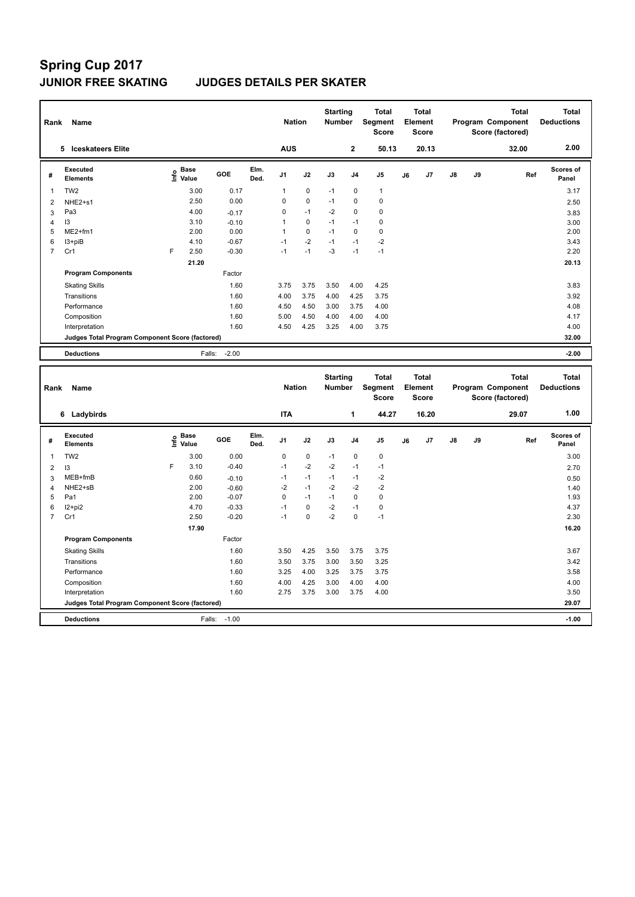# Spring Cup 2017

## JUNIOR FREE SKATING JUDGES DETAILS PER SKATER

| Rank | Name | Nation | Starting Number | Total Segment Score | Total Element Score | Total Program Component Score (factored) | Total Deductions |
|---|---|---|---|---|---|---|---|
| 5 | Iceskateers Elite | AUS | 2 | 50.13 | 20.13 | 32.00 | 2.00 |

| # | Executed Elements | Info | Base Value | GOE | Elm. Ded. | J1 | J2 | J3 | J4 | J5 | J6 | J7 | J8 | J9 | Ref | Scores of Panel |
|---|---|---|---|---|---|---|---|---|---|---|---|---|---|---|---|---|
| 1 | TW2 | | 3.00 | 0.17 | | 1 | 0 | -1 | 0 | 1 | | | | | | 3.17 |
| 2 | NHE2+s1 | | 2.50 | 0.00 | | 0 | 0 | -1 | 0 | 0 | | | | | | 2.50 |
| 3 | Pa3 | | 4.00 | -0.17 | | 0 | -1 | -2 | 0 | 0 | | | | | | 3.83 |
| 4 | I3 | | 3.10 | -0.10 | | 1 | 0 | -1 | -1 | 0 | | | | | | 3.00 |
| 5 | ME2+fm1 | | 2.00 | 0.00 | | 1 | 0 | -1 | 0 | 0 | | | | | | 2.00 |
| 6 | I3+piB | | 4.10 | -0.67 | | -1 | -2 | -1 | -1 | -2 | | | | | | 3.43 |
| 7 | Cr1 | F | 2.50 | -0.30 | | -1 | -1 | -3 | -1 | -1 | | | | | | 2.20 |
| | | | 21.20 | | | | | | | | | | | | | 20.13 |
| | **Program Components** | | | Factor | | | | | | | | | | | | |
| | Skating Skills | | | 1.60 | | 3.75 | 3.75 | 3.50 | 4.00 | 4.25 | | | | | | 3.83 |
| | Transitions | | | 1.60 | | 4.00 | 3.75 | 4.00 | 4.25 | 3.75 | | | | | | 3.92 |
| | Performance | | | 1.60 | | 4.50 | 4.50 | 3.00 | 3.75 | 4.00 | | | | | | 4.08 |
| | Composition | | | 1.60 | | 5.00 | 4.50 | 4.00 | 4.00 | 4.00 | | | | | | 4.17 |
| | Interpretation | | | 1.60 | | 4.50 | 4.25 | 3.25 | 4.00 | 3.75 | | | | | | 4.00 |
| | **Judges Total Program Component Score (factored)** | | | | | | | | | | | | | | | 32.00 |
| | **Deductions** | | Falls: | -2.00 | | | | | | | | | | | | -2.00 |

| Rank | Name | Nation | Starting Number | Total Segment Score | Total Element Score | Total Program Component Score (factored) | Total Deductions |
|---|---|---|---|---|---|---|---|
| 6 | Ladybirds | ITA | 1 | 44.27 | 16.20 | 29.07 | 1.00 |

| # | Executed Elements | Info | Base Value | GOE | Elm. Ded. | J1 | J2 | J3 | J4 | J5 | J6 | J7 | J8 | J9 | Ref | Scores of Panel |
|---|---|---|---|---|---|---|---|---|---|---|---|---|---|---|---|---|
| 1 | TW2 | | 3.00 | 0.00 | | 0 | 0 | -1 | 0 | 0 | | | | | | 3.00 |
| 2 | I3 | F | 3.10 | -0.40 | | -1 | -2 | -2 | -1 | -1 | | | | | | 2.70 |
| 3 | MEB+fmB | | 0.60 | -0.10 | | -1 | -1 | -1 | -1 | -2 | | | | | | 0.50 |
| 4 | NHE2+sB | | 2.00 | -0.60 | | -2 | -1 | -2 | -2 | -2 | | | | | | 1.40 |
| 5 | Pa1 | | 2.00 | -0.07 | | 0 | -1 | -1 | 0 | 0 | | | | | | 1.93 |
| 6 | I2+pi2 | | 4.70 | -0.33 | | -1 | 0 | -2 | -1 | 0 | | | | | | 4.37 |
| 7 | Cr1 | | 2.50 | -0.20 | | -1 | 0 | -2 | 0 | -1 | | | | | | 2.30 |
| | | | 17.90 | | | | | | | | | | | | | 16.20 |
| | **Program Components** | | | Factor | | | | | | | | | | | | |
| | Skating Skills | | | 1.60 | | 3.50 | 4.25 | 3.50 | 3.75 | 3.75 | | | | | | 3.67 |
| | Transitions | | | 1.60 | | 3.50 | 3.75 | 3.00 | 3.50 | 3.25 | | | | | | 3.42 |
| | Performance | | | 1.60 | | 3.25 | 4.00 | 3.25 | 3.75 | 3.75 | | | | | | 3.58 |
| | Composition | | | 1.60 | | 4.00 | 4.25 | 3.00 | 4.00 | 4.00 | | | | | | 4.00 |
| | Interpretation | | | 1.60 | | 2.75 | 3.75 | 3.00 | 3.75 | 4.00 | | | | | | 3.50 |
| | **Judges Total Program Component Score (factored)** | | | | | | | | | | | | | | | 29.07 |
| | **Deductions** | | Falls: | -1.00 | | | | | | | | | | | | -1.00 |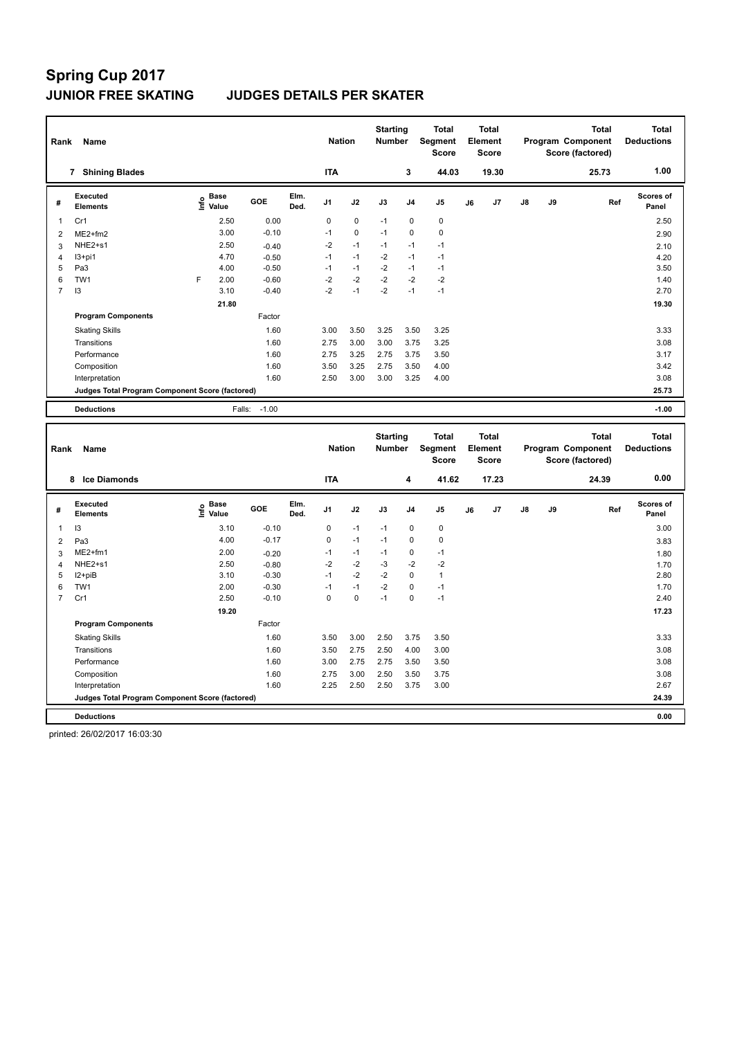# Spring Cup 2017

## JUNIOR FREE SKATING JUDGES DETAILS PER SKATER

| Rank | Name | Nation | Starting Number | Total Segment Score | Total Element Score | Total Program Component Score (factored) | Total Deductions |
|---|---|---|---|---|---|---|---|
| 7 | Shining Blades | ITA | 3 | 44.03 | 19.30 | 25.73 | 1.00 |

| # | Executed Elements | Info | Base Value | GOE | Elm. Ded. | J1 | J2 | J3 | J4 | J5 | J6 | J7 | J8 | J9 | Ref | Scores of Panel |
|---|---|---|---|---|---|---|---|---|---|---|---|---|---|---|---|---|
| 1 | Cr1 | | 2.50 | 0.00 | | 0 | 0 | -1 | 0 | 0 | | | | | | 2.50 |
| 2 | ME2+fm2 | | 3.00 | -0.10 | | -1 | 0 | -1 | 0 | 0 | | | | | | 2.90 |
| 3 | NHE2+s1 | | 2.50 | -0.40 | | -2 | -1 | -1 | -1 | -1 | | | | | | 2.10 |
| 4 | I3+pi1 | | 4.70 | -0.50 | | -1 | -1 | -2 | -1 | -1 | | | | | | 4.20 |
| 5 | Pa3 | | 4.00 | -0.50 | | -1 | -1 | -2 | -1 | -1 | | | | | | 3.50 |
| 6 | TW1 | F | 2.00 | -0.60 | | -2 | -2 | -2 | -2 | -2 | | | | | | 1.40 |
| 7 | I3 | | 3.10 | -0.40 | | -2 | -1 | -2 | -1 | -1 | | | | | | 2.70 |
| | | | 21.80 | | | | | | | | | | | | | 19.30 |

| Program Components | Factor | J1 | J2 | J3 | J4 | J5 | J6 | J7 | J8 | J9 | Scores of Panel |
|---|---|---|---|---|---|---|---|---|---|---|---|
| Skating Skills | 1.60 | 3.00 | 3.50 | 3.25 | 3.50 | 3.25 | | | | | 3.33 |
| Transitions | 1.60 | 2.75 | 3.00 | 3.00 | 3.75 | 3.25 | | | | | 3.08 |
| Performance | 1.60 | 2.75 | 3.25 | 2.75 | 3.75 | 3.50 | | | | | 3.17 |
| Composition | 1.60 | 3.50 | 3.25 | 2.75 | 3.50 | 4.00 | | | | | 3.42 |
| Interpretation | 1.60 | 2.50 | 3.00 | 3.00 | 3.25 | 4.00 | | | | | 3.08 |
| Judges Total Program Component Score (factored) | | | | | | | | | | | 25.73 |

| Deductions | Falls: | -1.00 | -1.00 |
|---|---|---|---|

| Rank | Name | Nation | Starting Number | Total Segment Score | Total Element Score | Total Program Component Score (factored) | Total Deductions |
|---|---|---|---|---|---|---|---|
| 8 | Ice Diamonds | ITA | 4 | 41.62 | 17.23 | 24.39 | 0.00 |

| # | Executed Elements | Info | Base Value | GOE | Elm. Ded. | J1 | J2 | J3 | J4 | J5 | J6 | J7 | J8 | J9 | Ref | Scores of Panel |
|---|---|---|---|---|---|---|---|---|---|---|---|---|---|---|---|---|
| 1 | I3 | | 3.10 | -0.10 | | 0 | -1 | -1 | 0 | 0 | | | | | | 3.00 |
| 2 | Pa3 | | 4.00 | -0.17 | | 0 | -1 | -1 | 0 | 0 | | | | | | 3.83 |
| 3 | ME2+fm1 | | 2.00 | -0.20 | | -1 | -1 | -1 | 0 | -1 | | | | | | 1.80 |
| 4 | NHE2+s1 | | 2.50 | -0.80 | | -2 | -2 | -3 | -2 | -2 | | | | | | 1.70 |
| 5 | I2+piB | | 3.10 | -0.30 | | -1 | -2 | -2 | 0 | 1 | | | | | | 2.80 |
| 6 | TW1 | | 2.00 | -0.30 | | -1 | -1 | -2 | 0 | -1 | | | | | | 1.70 |
| 7 | Cr1 | | 2.50 | -0.10 | | 0 | 0 | -1 | 0 | -1 | | | | | | 2.40 |
| | | | 19.20 | | | | | | | | | | | | | 17.23 |

| Program Components | Factor | J1 | J2 | J3 | J4 | J5 | J6 | J7 | J8 | J9 | Scores of Panel |
|---|---|---|---|---|---|---|---|---|---|---|---|
| Skating Skills | 1.60 | 3.50 | 3.00 | 2.50 | 3.75 | 3.50 | | | | | 3.33 |
| Transitions | 1.60 | 3.50 | 2.75 | 2.50 | 4.00 | 3.00 | | | | | 3.08 |
| Performance | 1.60 | 3.00 | 2.75 | 2.75 | 3.50 | 3.50 | | | | | 3.08 |
| Composition | 1.60 | 2.75 | 3.00 | 2.50 | 3.50 | 3.75 | | | | | 3.08 |
| Interpretation | 1.60 | 2.25 | 2.50 | 2.50 | 3.75 | 3.00 | | | | | 2.67 |
| Judges Total Program Component Score (factored) | | | | | | | | | | | 24.39 |

| Deductions | 0.00 |
|---|---|

printed: 26/02/2017 16:03:30